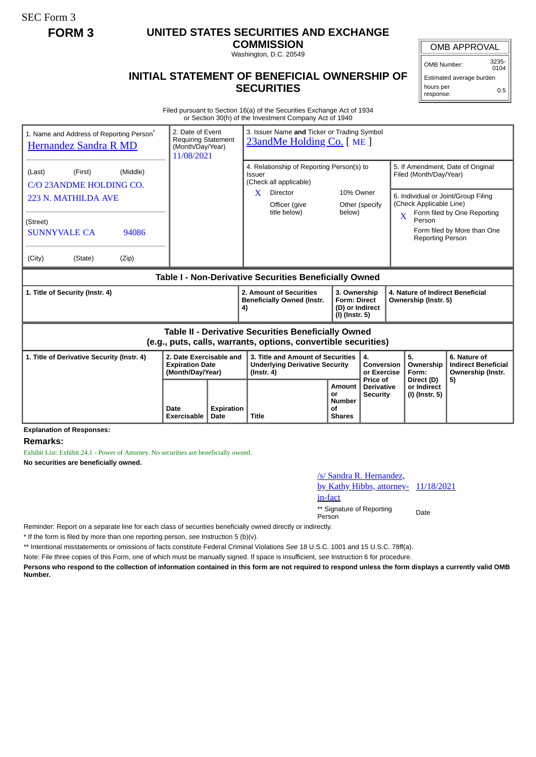SEC Form 3

**FORM 3**

# UNITED STATES SECURITIES AND EXCHANGE COMMISSION

Washington, D.C. 20549

## INITIAL STATEMENT OF BENEFICIAL OWNERSHIP OF SECURITIES

| OMB APPROVAL | |
|---|---|
| OMB Number: | 3235-0104 |
| Estimated average burden | |
| hours per response: | 0.5 |

Filed pursuant to Section 16(a) of the Securities Exchange Act of 1934
or Section 30(h) of the Investment Company Act of 1940

1. Name and Address of Reporting Person*
Hernandez Sandra R MD

(Last) (First) (Middle)
C/O 23ANDME HOLDING CO.
223 N. MATHILDA AVE

(Street)
SUNNYVALE CA 94086

(City) (State) (Zip)

2. Date of Event Requiring Statement (Month/Day/Year)
11/08/2021

3. Issuer Name **and** Ticker or Trading Symbol
23andMe Holding Co. [ ME ]

4. Relationship of Reporting Person(s) to Issuer
(Check all applicable)
X Director
10% Owner
Officer (give title below)
Other (specify below)

5. If Amendment, Date of Original Filed (Month/Day/Year)

6. Individual or Joint/Group Filing (Check Applicable Line)
X Form filed by One Reporting Person
Form filed by More than One Reporting Person

### Table I - Non-Derivative Securities Beneficially Owned

| 1. Title of Security (Instr. 4) | 2. Amount of Securities Beneficially Owned (Instr. 4) | 3. Ownership Form: Direct (D) or Indirect (I) (Instr. 5) | 4. Nature of Indirect Beneficial Ownership (Instr. 5) |
|---|---|---|---|

### Table II - Derivative Securities Beneficially Owned (e.g., puts, calls, warrants, options, convertible securities)

| 1. Title of Derivative Security (Instr. 4) | 2. Date Exercisable and Expiration Date (Month/Day/Year) | | 3. Title and Amount of Securities Underlying Derivative Security (Instr. 4) | | 4. Conversion or Exercise Price of Derivative Security | 5. Ownership Form: Direct (D) or Indirect (I) (Instr. 5) | 6. Nature of Indirect Beneficial Ownership (Instr. 5) |
|---|---|---|---|---|---|---|---|
| | Date Exercisable | Expiration Date | Title | Amount or Number of Shares | | | |

**Explanation of Responses:**

**Remarks:**

Exhibit List: Exhibit 24.1 - Power of Attorney. No securities are beneficially owned.

**No securities are beneficially owned.**

| /s/ Sandra R. Hernandez, by Kathy Hibbs, attorney-in-fact | 11/18/2021 |
|---|---|
| ** Signature of Reporting Person | Date |

Reminder: Report on a separate line for each class of securities beneficially owned directly or indirectly.

\* If the form is filed by more than one reporting person, *see* Instruction 5 (b)(v).

** Intentional misstatements or omissions of facts constitute Federal Criminal Violations *See* 18 U.S.C. 1001 and 15 U.S.C. 78ff(a).

Note: File three copies of this Form, one of which must be manually signed. If space is insufficient, *see* Instruction 6 for procedure.

**Persons who respond to the collection of information contained in this form are not required to respond unless the form displays a currently valid OMB Number.**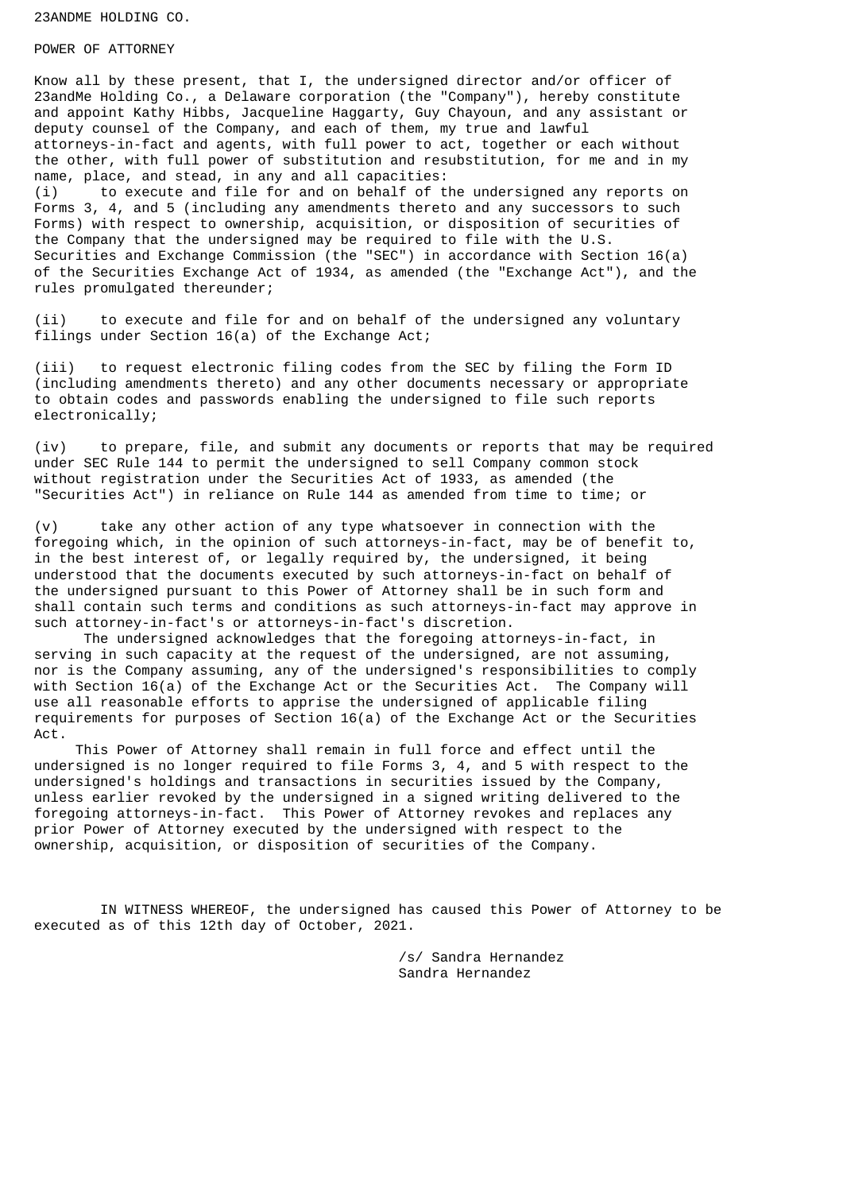23ANDME HOLDING CO.

POWER OF ATTORNEY

Know all by these present, that I, the undersigned director and/or officer of 23andMe Holding Co., a Delaware corporation (the "Company"), hereby constitute and appoint Kathy Hibbs, Jacqueline Haggarty, Guy Chayoun, and any assistant or deputy counsel of the Company, and each of them, my true and lawful attorneys-in-fact and agents, with full power to act, together or each without the other, with full power of substitution and resubstitution, for me and in my name, place, and stead, in any and all capacities:

(i) to execute and file for and on behalf of the undersigned any reports on Forms 3, 4, and 5 (including any amendments thereto and any successors to such Forms) with respect to ownership, acquisition, or disposition of securities of the Company that the undersigned may be required to file with the U.S. Securities and Exchange Commission (the "SEC") in accordance with Section 16(a) of the Securities Exchange Act of 1934, as amended (the "Exchange Act"), and the rules promulgated thereunder;

(ii) to execute and file for and on behalf of the undersigned any voluntary filings under Section 16(a) of the Exchange Act;

(iii) to request electronic filing codes from the SEC by filing the Form ID (including amendments thereto) and any other documents necessary or appropriate to obtain codes and passwords enabling the undersigned to file such reports electronically;

(iv) to prepare, file, and submit any documents or reports that may be required under SEC Rule 144 to permit the undersigned to sell Company common stock without registration under the Securities Act of 1933, as amended (the "Securities Act") in reliance on Rule 144 as amended from time to time; or

(v) take any other action of any type whatsoever in connection with the foregoing which, in the opinion of such attorneys-in-fact, may be of benefit to, in the best interest of, or legally required by, the undersigned, it being understood that the documents executed by such attorneys-in-fact on behalf of the undersigned pursuant to this Power of Attorney shall be in such form and shall contain such terms and conditions as such attorneys-in-fact may approve in such attorney-in-fact's or attorneys-in-fact's discretion.

The undersigned acknowledges that the foregoing attorneys-in-fact, in serving in such capacity at the request of the undersigned, are not assuming, nor is the Company assuming, any of the undersigned's responsibilities to comply with Section 16(a) of the Exchange Act or the Securities Act. The Company will use all reasonable efforts to apprise the undersigned of applicable filing requirements for purposes of Section 16(a) of the Exchange Act or the Securities Act.

This Power of Attorney shall remain in full force and effect until the undersigned is no longer required to file Forms 3, 4, and 5 with respect to the undersigned's holdings and transactions in securities issued by the Company, unless earlier revoked by the undersigned in a signed writing delivered to the foregoing attorneys-in-fact. This Power of Attorney revokes and replaces any prior Power of Attorney executed by the undersigned with respect to the ownership, acquisition, or disposition of securities of the Company.

IN WITNESS WHEREOF, the undersigned has caused this Power of Attorney to be executed as of this 12th day of October, 2021.

/s/ Sandra Hernandez
Sandra Hernandez